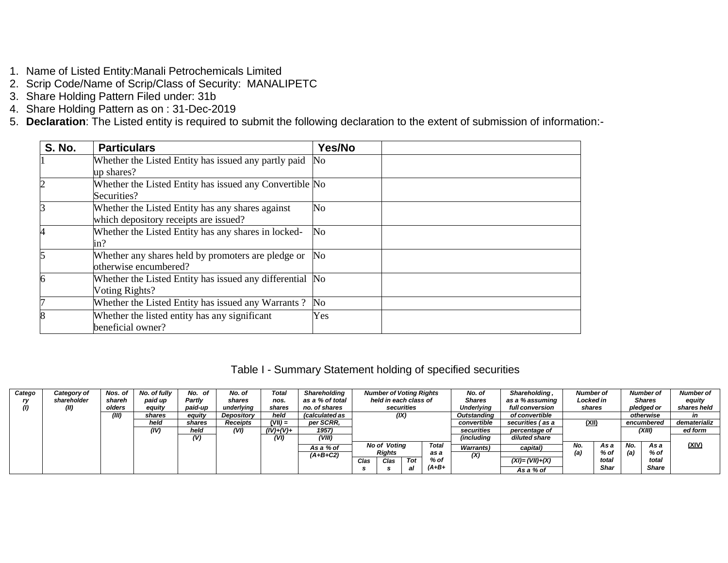1. Name of Listed Entity:Manali Petrochemicals Limited
2. Scrip Code/Name of Scrip/Class of Security: MANALIPETC
3. Share Holding Pattern Filed under: 31b
4. Share Holding Pattern as on : 31-Dec-2019
5. **Declaration**: The Listed entity is required to submit the following declaration to the extent of submission of information:-

| S. No. | Particulars | Yes/No | |
|---|---|---|---|
| 1 | Whether the Listed Entity has issued any partly paid up shares? | No | |
| 2 | Whether the Listed Entity has issued any Convertible Securities? | No | |
| 3 | Whether the Listed Entity has any shares against which depository receipts are issued? | No | |
| 4 | Whether the Listed Entity has any shares in locked-in? | No | |
| 5 | Whether any shares held by promoters are pledge or otherwise encumbered? | No | |
| 6 | Whether the Listed Entity has issued any differential Voting Rights? | No | |
| 7 | Whether the Listed Entity has issued any Warrants ? | No | |
| 8 | Whether the listed entity has any significant beneficial owner? | Yes | |

## Table I - Summary Statement holding of specified securities

| Category (I) | Category of shareholder (II) | Nos. of shareholders (III) | No. of fully paid up equity shares held (IV) | No. of Partly paid-up equity shares held (V) | No. of shares underlying Depository Receipts (VI) | Total nos. shares held (VII) = (IV)+(V)+ (VI) | Shareholding as a % of total no. of shares (calculated as per SCRR, 1957) (VIII) As a % of (A+B+C2) | Number of Voting Rights held in each class of securities (IX) | | | | No. of Shares Underlying Outstanding convertible securities (including Warrants) (X) | Shareholding , as a % assuming full conversion of convertible securities ( as a percentage of diluted share capital) (XI)= (VII)+(X) As a % of | Number of Locked in shares (XII) | | Number of Shares pledged or otherwise encumbered (XIII) | | Number of equity shares held in dematerialized form (XIV) |
|---|---|---|---|---|---|---|---|---|---|---|---|---|---|---|---|---|---|---|
| | | | | | | | | No of Voting Rights | | | Total as a % of (A+B+ | | | No. (a) | As a % of total Shares | No. (a) | As a % of total Shares | |
| | | | | | | | | Class | Class | Total | | | | | | | | |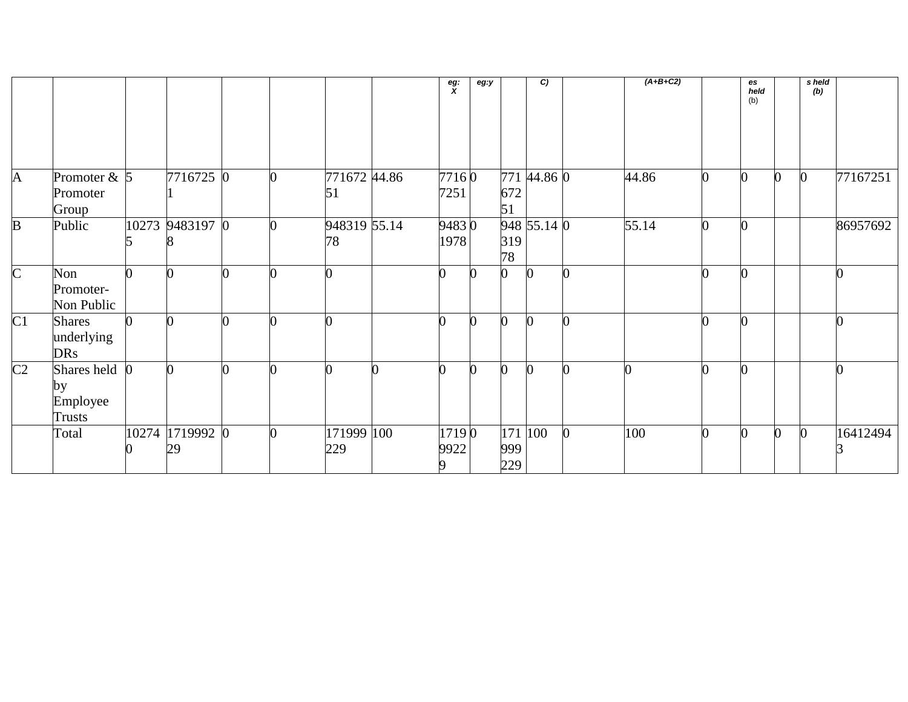| | | | | | | | | eg: X | eg:y | | C) | | (A+B+C2) | | es held (b) | | s held (b) | |
|---|---|---|---|---|---|---|---|---|---|---|---|---|---|---|---|---|---|---|
| A | Promoter & Promoter Group | 5 | 77167251 | 0 | 0 | 77167251 | 44.86 | 77167251 | 0 | 77167251 | 44.86 | 0 | 44.86 | 0 | 0 | 0 | 0 | 77167251 |
| B | Public | 102735 | 94831978 | 0 | 0 | 94831978 | 55.14 | 94831978 | 0 | 94831978 | 55.14 | 0 | 55.14 | 0 | 0 | | | 86957692 |
| C | Non Promoter- Non Public | 0 | 0 | 0 | 0 | 0 | | 0 | 0 | 0 | 0 | 0 | | 0 | 0 | | | 0 |
| C1 | Shares underlying DRs | 0 | 0 | 0 | 0 | 0 | | 0 | 0 | 0 | 0 | 0 | | 0 | 0 | | | 0 |
| C2 | Shares held by Employee Trusts | 0 | 0 | 0 | 0 | 0 | 0 | 0 | 0 | 0 | 0 | 0 | 0 | 0 | 0 | | | 0 |
| | Total | 102740 | 171999229 | 0 | 0 | 171999229 | 100 | 171999229 | 0 | 171999229 | 100 | 0 | 100 | 0 | 0 | 0 | 0 | 164124943 |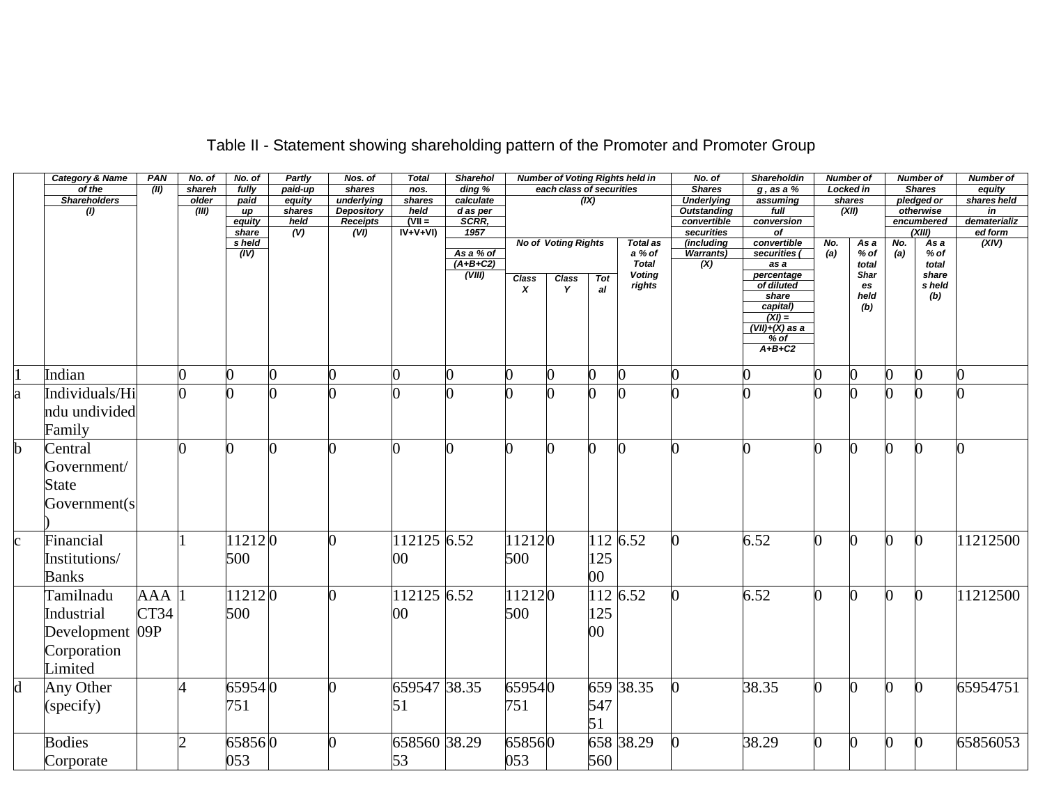# Table II - Statement showing shareholding pattern of the Promoter and Promoter Group

| | Category & Name of the Shareholders (I) | PAN (II) | No. of shareholder (III) | No. of fully paid up equity shares held (IV) | Partly paid-up equity shares held (V) | Nos. of shares underlying Depository Receipts (VI) | Total nos. shares held (VII = IV+V+VI) | Shareholding % calculated as per SCRR, 1957 As a % of (A+B+C2) (VIII) | Number of Voting Rights held in each class of securities (IX) | | | | No. of Shares Underlying Outstanding convertible securities (including Warrants) (X) | Shareholding , as a % assuming full conversion of convertible securities ( as a percentage of diluted share capital) (XI) = (VII)+(X) as a % of A+B+C2 | Number of Locked in shares (XII) | | Number of Shares pledged or otherwise encumbered (XIII) | | Number of equity shares held in dematerialized form (XIV) |
|---|---|---|---|---|---|---|---|---|---|---|---|---|---|---|---|---|---|---|---|
| | | | | | | | | | No of Voting Rights | | | Total as a % of Total Voting rights | | | No. (a) | As a % of total Shares held (b) | No. (a) | As a % of total shares held (b) | |
| | | | | | | | | | Class X | Class Y | Total | | | | | | | | |
| 1 | Indian | | 0 | 0 | 0 | 0 | 0 | 0 | 0 | 0 | 0 | 0 | 0 | 0 | 0 | 0 | 0 | 0 | 0 |
| a | Individuals/Hindu undivided Family | | 0 | 0 | 0 | 0 | 0 | 0 | 0 | 0 | 0 | 0 | 0 | 0 | 0 | 0 | 0 | 0 | 0 |
| b | Central Government/ State Government(s) | | 0 | 0 | 0 | 0 | 0 | 0 | 0 | 0 | 0 | 0 | 0 | 0 | 0 | 0 | 0 | 0 | 0 |
| c | Financial Institutions/ Banks | | 1 | 11212500 | 0 | 0 | 11212500 | 6.52 | 11212500 | 0 | 11212500 | 6.52 | 0 | 6.52 | 0 | 0 | 0 | 0 | 11212500 |
| | Tamilnadu Industrial Development Corporation Limited | AAACT3409P | 1 | 11212500 | 0 | 0 | 11212500 | 6.52 | 11212500 | 0 | 11212500 | 6.52 | 0 | 6.52 | 0 | 0 | 0 | 0 | 11212500 |
| d | Any Other (specify) | | 4 | 65954751 | 0 | 0 | 65954751 | 38.35 | 65954751 | 0 | 65954751 | 38.35 | 0 | 38.35 | 0 | 0 | 0 | 0 | 65954751 |
| | Bodies Corporate | | 2 | 65856053 | 0 | 0 | 65856053 | 38.29 | 65856053 | 0 | 658560 | 38.29 | 0 | 38.29 | 0 | 0 | 0 | 0 | 65856053 |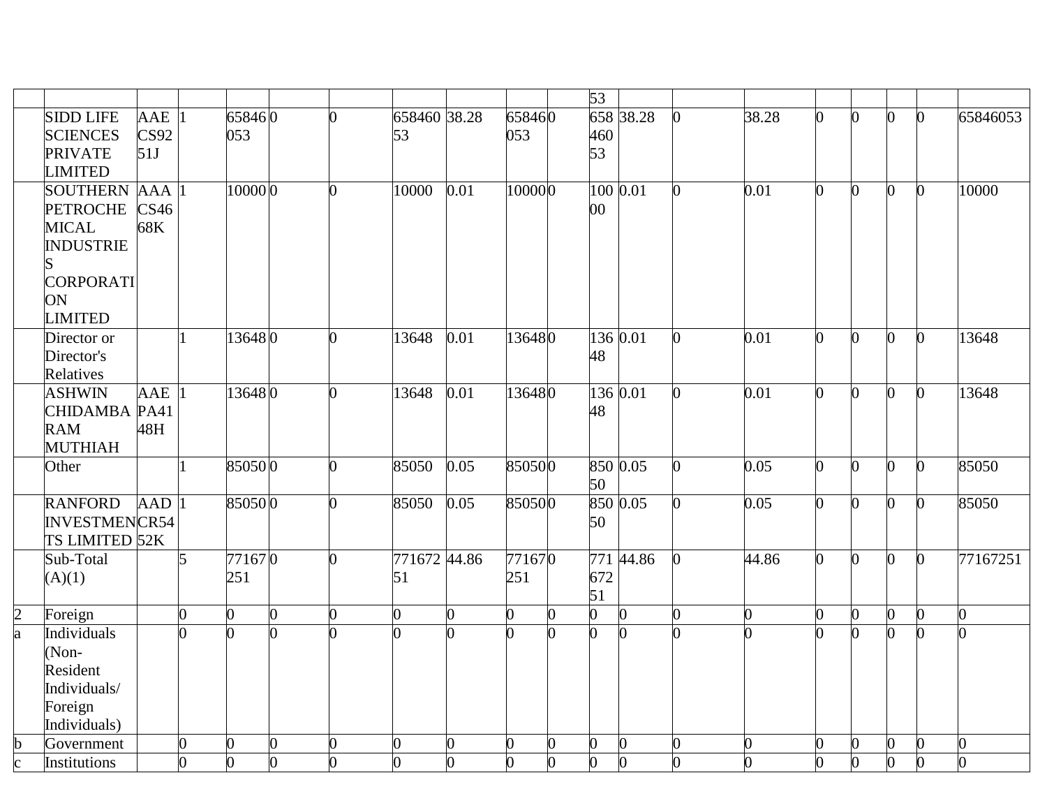| | | | | | | | | | | | | | | | | | | | |
|---|---|---|---|---|---|---|---|---|---|---|---|---|---|---|---|---|---|---|---|
| | | | | | | | | | | | 53 | | | | | | | | |
| | SIDD LIFE SCIENCES PRIVATE LIMITED | AAECS9251J | 1 | 65846053 | 0 | 0 | 65846053 | 38.28 | 65846053 | 0 | 65846053 | 38.28 | 0 | 38.28 | 0 | 0 | 0 | 0 | 65846053 |
| | SOUTHERN PETROCHEMICAL INDUSTRIES CORPORATION LIMITED | AAACS4668K | 1 | 10000 | 0 | 0 | 10000 | 0.01 | 10000 | 0 | 10000 | 0.01 | 0 | 0.01 | 0 | 0 | 0 | 0 | 10000 |
| | Director or Director's Relatives | | 1 | 13648 | 0 | 0 | 13648 | 0.01 | 13648 | 0 | 13648 | 0.01 | 0 | 0.01 | 0 | 0 | 0 | 0 | 13648 |
| | ASHWIN CHIDAMBARAM MUTHIAH | AAEPA4148H | 1 | 13648 | 0 | 0 | 13648 | 0.01 | 13648 | 0 | 13648 | 0.01 | 0 | 0.01 | 0 | 0 | 0 | 0 | 13648 |
| | Other | | 1 | 85050 | 0 | 0 | 85050 | 0.05 | 85050 | 0 | 85050 | 0.05 | 0 | 0.05 | 0 | 0 | 0 | 0 | 85050 |
| | RANFORD INVESTMENTS LIMITED | AADCR5452K | 1 | 85050 | 0 | 0 | 85050 | 0.05 | 85050 | 0 | 85050 | 0.05 | 0 | 0.05 | 0 | 0 | 0 | 0 | 85050 |
| | Sub-Total (A)(1) | | 5 | 77167251 | 0 | 0 | 77167251 | 44.86 | 77167251 | 0 | 77167251 | 44.86 | 0 | 44.86 | 0 | 0 | 0 | 0 | 77167251 |
| 2 | Foreign | | 0 | 0 | 0 | 0 | 0 | 0 | 0 | 0 | 0 | 0 | 0 | 0 | 0 | 0 | 0 | 0 | 0 |
| a | Individuals (Non-Resident Individuals/ Foreign Individuals) | | 0 | 0 | 0 | 0 | 0 | 0 | 0 | 0 | 0 | 0 | 0 | 0 | 0 | 0 | 0 | 0 | 0 |
| b | Government | | 0 | 0 | 0 | 0 | 0 | 0 | 0 | 0 | 0 | 0 | 0 | 0 | 0 | 0 | 0 | 0 | 0 |
| c | Institutions | | 0 | 0 | 0 | 0 | 0 | 0 | 0 | 0 | 0 | 0 | 0 | 0 | 0 | 0 | 0 | 0 | 0 |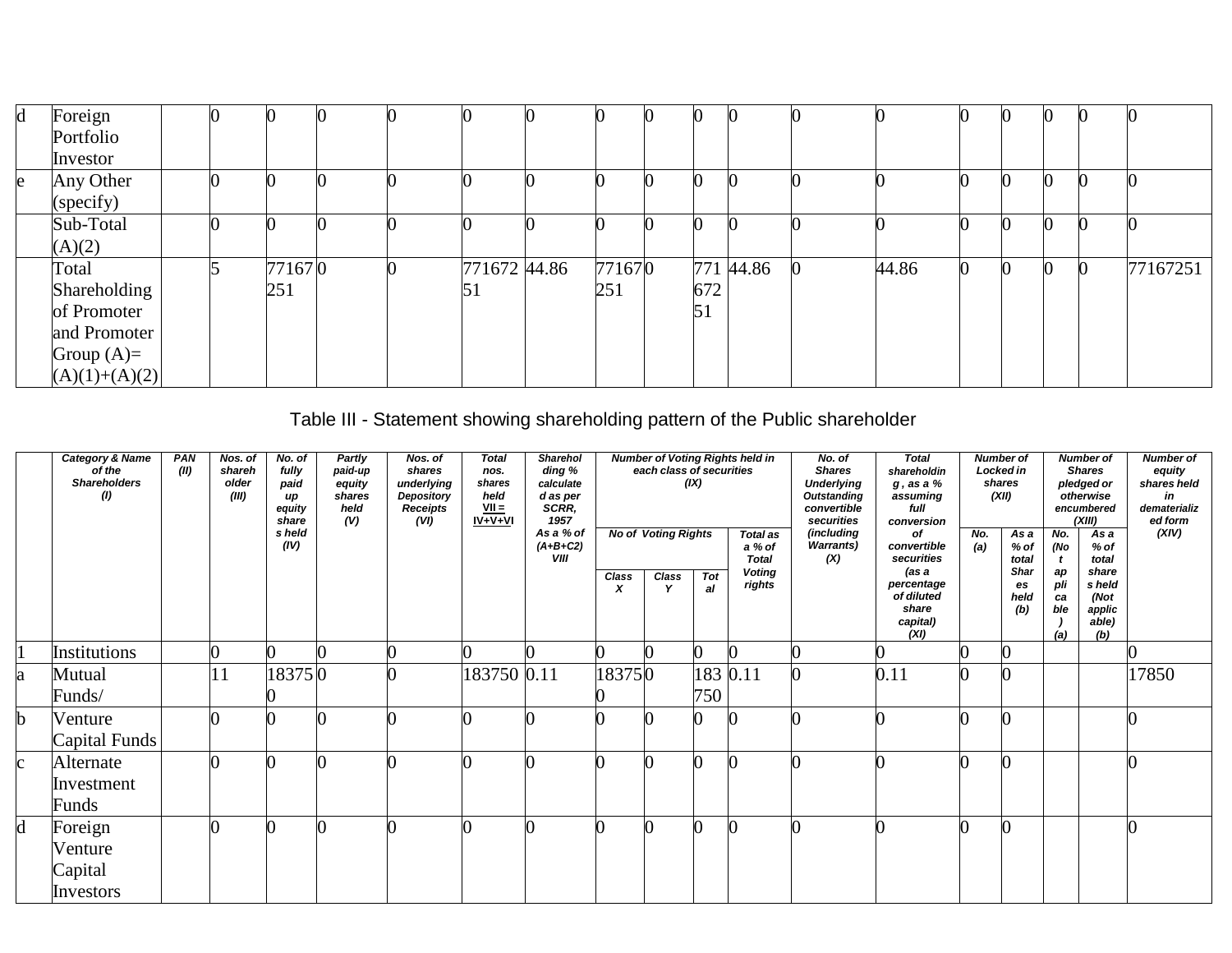| d | Foreign Portfolio Investor | | 0 | 0 | 0 | 0 | 0 | 0 | 0 | 0 | 0 | 0 | 0 | 0 | 0 | 0 | 0 | 0 | 0 |
|---|---|---|---|---|---|---|---|---|---|---|---|---|---|---|---|---|---|---|---|
| e | Any Other (specify) | | 0 | 0 | 0 | 0 | 0 | 0 | 0 | 0 | 0 | 0 | 0 | 0 | 0 | 0 | 0 | 0 | 0 |
| | Sub-Total (A)(2) | | 0 | 0 | 0 | 0 | 0 | 0 | 0 | 0 | 0 | 0 | 0 | 0 | 0 | 0 | 0 | 0 | 0 |
| | Total Shareholding of Promoter and Promoter Group (A)= (A)(1)+(A)(2) | | 5 | 77167251 | 0 | 0 | 77167251 | 44.86 | 77167251 | 0 | 77167251 | 44.86 | 0 | 44.86 | 0 | 0 | 0 | 0 | 77167251 |

Table III - Statement showing shareholding pattern of the Public shareholder

| | Category & Name of the Shareholders (I) | PAN (II) | Nos. of shareholder (III) | No. of fully paid up equity shares held (IV) | Partly paid-up equity shares held (V) | Nos. of shares underlying Depository Receipts (VI) | Total nos. shares held VII = IV+V+VI | Shareholding % calculated as per SCRR, 1957 As a % of (A+B+C2) VIII | Number of Voting Rights held in each class of securities (IX) | | | | No. of Shares Underlying Outstanding convertible securities (including Warrants) (X) | Total shareholding , as a % assuming full conversion of convertible securities (as a percentage of diluted share capital) (XI) | Number of Locked in shares (XII) | | Number of Shares pledged or otherwise encumbered (XIII) | | Number of equity shares held in dematerialized form (XIV) |
|---|---|---|---|---|---|---|---|---|---|---|---|---|---|---|---|---|---|---|---|
| | | | | | | | | | No of Voting Rights | | | Total as a % of Total Voting rights | | | No. (a) | As a % of total Shares held (b) | No. (Not applicable) (a) | As a % of total shares held (Not applicable) (b) | |
| | | | | | | | | | Class X | Class Y | Total | | | | | | | | |
| 1 | Institutions | | 0 | 0 | 0 | 0 | 0 | 0 | 0 | 0 | 0 | 0 | 0 | 0 | 0 | 0 | | | 0 |
| a | Mutual Funds/ | | 11 | 183750 | 0 | 0 | 183750 | 0.11 | 183750 | 0 | 183750 | 0.11 | 0 | 0.11 | 0 | 0 | | | 17850 |
| b | Venture Capital Funds | | 0 | 0 | 0 | 0 | 0 | 0 | 0 | 0 | 0 | 0 | 0 | 0 | 0 | 0 | | | 0 |
| c | Alternate Investment Funds | | 0 | 0 | 0 | 0 | 0 | 0 | 0 | 0 | 0 | 0 | 0 | 0 | 0 | 0 | | | 0 |
| d | Foreign Venture Capital Investors | | 0 | 0 | 0 | 0 | 0 | 0 | 0 | 0 | 0 | 0 | 0 | 0 | 0 | 0 | | | 0 |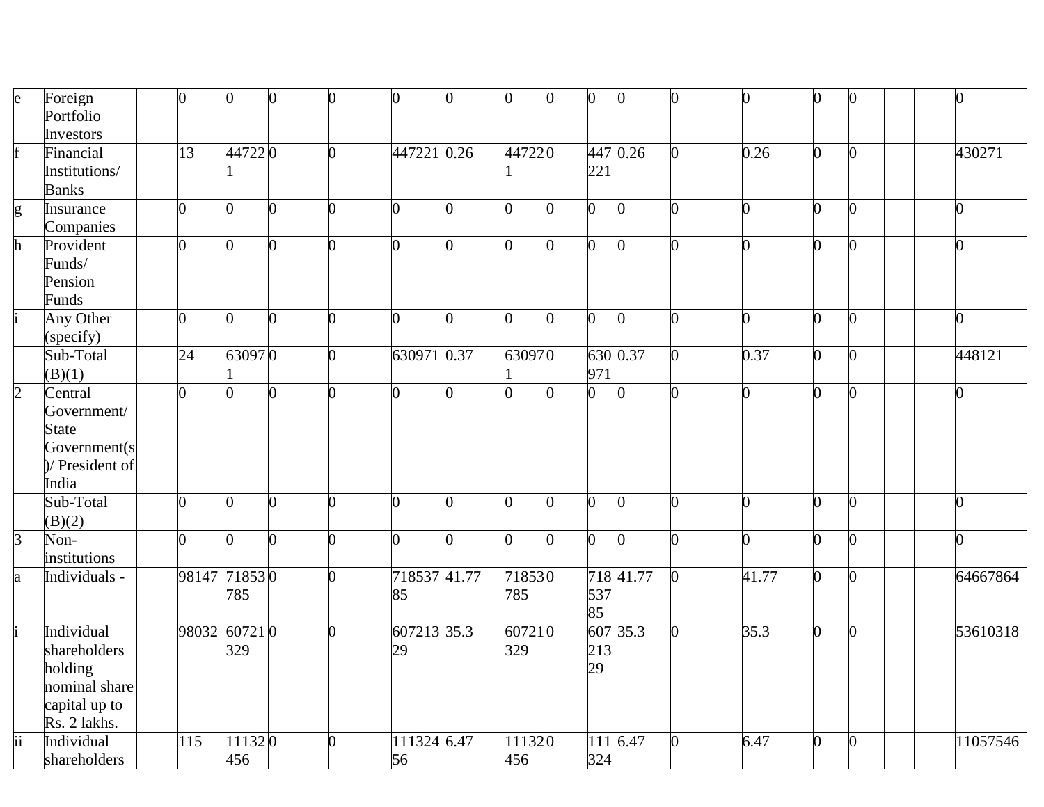| | | | | | | | | | | | | | | | | | | | |
|---|---|---|---|---|---|---|---|---|---|---|---|---|---|---|---|---|---|---|---|
| e | Foreign Portfolio Investors | | 0 | 0 | 0 | 0 | 0 | 0 | 0 | 0 | 0 | 0 | 0 | 0 | 0 | 0 | | | 0 |
| f | Financial Institutions/ Banks | | 13 | 447221 | 0 | 0 | 447221 | 0.26 | 447221 | 0 | 447221 | 0.26 | 0 | 0.26 | 0 | 0 | | | 430271 |
| g | Insurance Companies | | 0 | 0 | 0 | 0 | 0 | 0 | 0 | 0 | 0 | 0 | 0 | 0 | 0 | 0 | | | 0 |
| h | Provident Funds/ Pension Funds | | 0 | 0 | 0 | 0 | 0 | 0 | 0 | 0 | 0 | 0 | 0 | 0 | 0 | 0 | | | 0 |
| i | Any Other (specify) | | 0 | 0 | 0 | 0 | 0 | 0 | 0 | 0 | 0 | 0 | 0 | 0 | 0 | 0 | | | 0 |
| | Sub-Total (B)(1) | | 24 | 630971 | 0 | 0 | 630971 | 0.37 | 630971 | 0 | 630971 | 0.37 | 0 | 0.37 | 0 | 0 | | | 448121 |
| 2 | Central Government/ State Government(s)/ President of India | | 0 | 0 | 0 | 0 | 0 | 0 | 0 | 0 | 0 | 0 | 0 | 0 | 0 | 0 | | | 0 |
| | Sub-Total (B)(2) | | 0 | 0 | 0 | 0 | 0 | 0 | 0 | 0 | 0 | 0 | 0 | 0 | 0 | 0 | | | 0 |
| 3 | Non-institutions | | 0 | 0 | 0 | 0 | 0 | 0 | 0 | 0 | 0 | 0 | 0 | 0 | 0 | 0 | | | 0 |
| a | Individuals - | | 98147 | 71853785 | 0 | 0 | 71853785 | 41.77 | 71853785 | 0 | 71853785 | 41.77 | 0 | 41.77 | 0 | 0 | | | 64667864 |
| i | Individual shareholders holding nominal share capital up to Rs. 2 lakhs. | | 98032 | 60721329 | 0 | 0 | 60721329 | 35.3 | 60721329 | 0 | 60721329 | 35.3 | 0 | 35.3 | 0 | 0 | | | 53610318 |
| ii | Individual shareholders | | 115 | 11132456 | 0 | 0 | 11132456 | 6.47 | 11132456 | 0 | 111324 | 6.47 | 0 | 6.47 | 0 | 0 | | | 11057546 |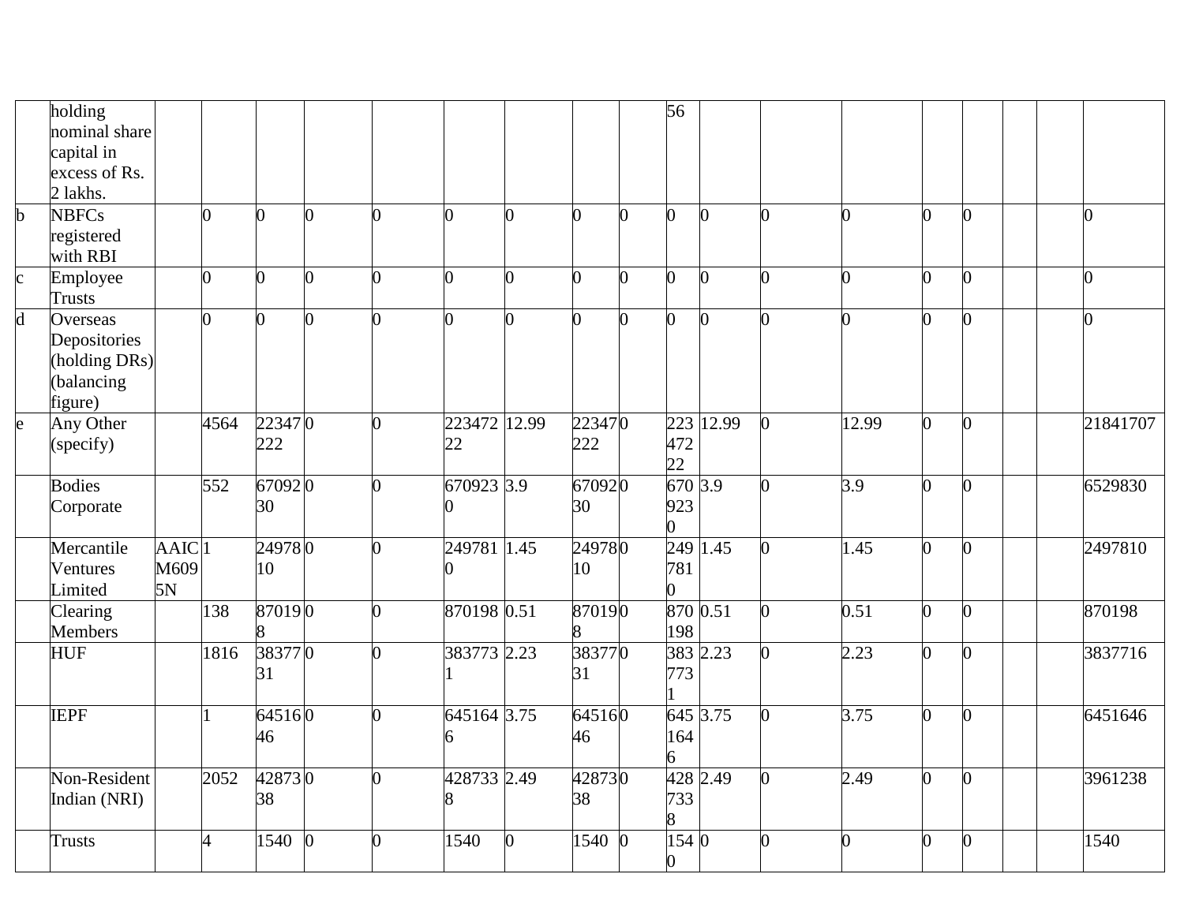|  | holding nominal share capital in excess of Rs. 2 lakhs. |  |  |  |  |  |  |  |  |  | 56 |  |  |  |  |  |  |  |  |
|---|---|---|---|---|---|---|---|---|---|---|---|---|---|---|---|---|---|---|---|
| b | NBFCs registered with RBI |  | 0 | 0 | 0 | 0 | 0 | 0 | 0 | 0 | 0 | 0 | 0 | 0 | 0 | 0 |  |  | 0 |
| c | Employee Trusts |  | 0 | 0 | 0 | 0 | 0 | 0 | 0 | 0 | 0 | 0 | 0 | 0 | 0 | 0 |  |  | 0 |
| d | Overseas Depositories (holding DRs) (balancing figure) |  | 0 | 0 | 0 | 0 | 0 | 0 | 0 | 0 | 0 | 0 | 0 | 0 | 0 | 0 |  |  | 0 |
| e | Any Other (specify) |  | 4564 | 22347222 | 0 | 0 | 22347222 | 12.99 | 22347222 | 0 | 22347222 | 12.99 | 0 | 12.99 | 0 | 0 |  |  | 21841707 |
|  | Bodies Corporate |  | 552 | 6709230 | 0 | 0 | 6709230 | 3.9 | 6709230 | 0 | 6709230 | 3.9 | 0 | 3.9 | 0 | 0 |  |  | 6529830 |
|  | Mercantile Ventures Limited | AAICM6095N | 1 | 2497810 | 0 | 0 | 2497810 | 1.45 | 2497810 | 0 | 2497810 | 1.45 | 0 | 1.45 | 0 | 0 |  |  | 2497810 |
|  | Clearing Members |  | 138 | 870198 | 0 | 0 | 870198 | 0.51 | 870198 | 0 | 870198 | 0.51 | 0 | 0.51 | 0 | 0 |  |  | 870198 |
|  | HUF |  | 1816 | 3837731 | 0 | 0 | 3837731 | 2.23 | 3837731 | 0 | 3837731 | 2.23 | 0 | 2.23 | 0 | 0 |  |  | 3837716 |
|  | IEPF |  | 1 | 6451646 | 0 | 0 | 6451646 | 3.75 | 6451646 | 0 | 6451646 | 3.75 | 0 | 3.75 | 0 | 0 |  |  | 6451646 |
|  | Non-Resident Indian (NRI) |  | 2052 | 4287338 | 0 | 0 | 4287338 | 2.49 | 4287338 | 0 | 4287338 | 2.49 | 0 | 2.49 | 0 | 0 |  |  | 3961238 |
|  | Trusts |  | 4 | 1540 | 0 | 0 | 1540 | 0 | 1540 | 0 | 1540 | 0 | 0 | 0 | 0 | 0 |  |  | 1540 |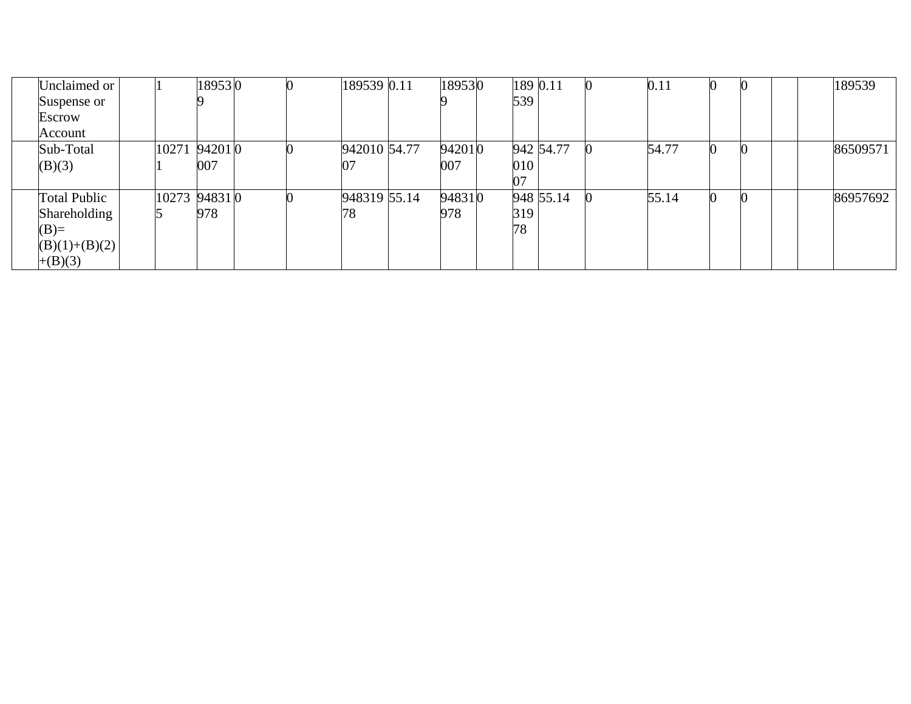|  | Unclaimed or Suspense or Escrow Account |  | 1 | 189539 | 0 | 0 | 189539 | 0.11 | 189539 | 0 | 189539 | 0.11 | 0 | 0.11 | 0 | 0 |  |  | 189539 |
|---|---|---|---|---|---|---|---|---|---|---|---|---|---|---|---|---|---|---|---|
|  | Sub-Total (B)(3) |  | 102711 | 94201007 | 0 | 0 | 94201007 | 54.77 | 94201007 | 0 | 94201007 | 54.77 | 0 | 54.77 | 0 | 0 |  |  | 86509571 |
|  | Total Public Shareholding (B)=(B)(1)+(B)(2)+(B)(3) |  | 102735 | 94831978 | 0 | 0 | 94831978 | 55.14 | 94831978 | 0 | 94831978 | 55.14 | 0 | 55.14 | 0 | 0 |  |  | 86957692 |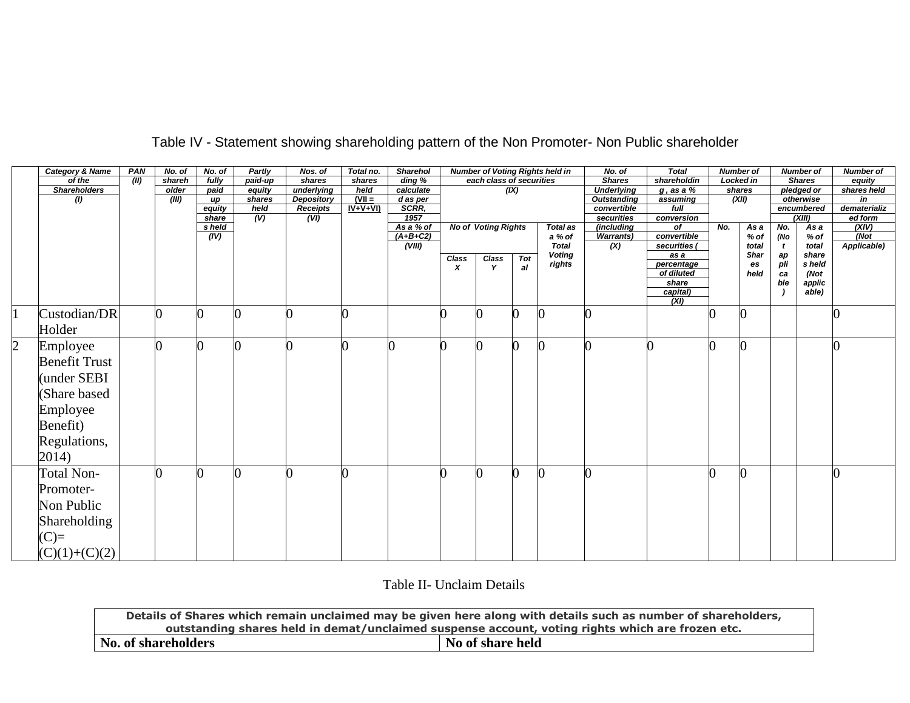## Table IV - Statement showing shareholding pattern of the Non Promoter- Non Public shareholder

| | Category & Name of the Shareholders (I) | PAN (II) | No. of shareholder (III) | No. of fully paid up equity shares held (IV) | Partly paid-up equity shares held (V) | Nos. of shares underlying Depository Receipts (VI) | Total no. shares held (VII = IV+V+VI) | Shareholding % calculated as per SCRR, 1957 As a % of (A+B+C2) (VIII) | Number of Voting Rights held in each class of securities (IX) | | | | No. of Shares Underlying Outstanding convertible securities (including Warrants) (X) | Total shareholding , as a % assuming full conversion of convertible securities ( as a percentage of diluted share capital) (XI) | Number of Locked in shares (XII) | | Number of Shares pledged or otherwise encumbered (XIII) | | Number of equity shares held in dematerialized form (XIV) (Not Applicable) |
|---|---|---|---|---|---|---|---|---|---|---|---|---|---|---|---|---|---|---|---|
| | | | | | | | | | No of Voting Rights | | | Total as a % of Total Voting rights | | | No. | As a % of total Shares held | No. (Not applicable) | As a % of total shares held (Not applicable) | |
| | | | | | | | | | Class X | Class Y | Total | | | | | | | | |
| 1 | Custodian/DR Holder | | 0 | 0 | 0 | 0 | 0 | | 0 | 0 | 0 | 0 | 0 | | 0 | 0 | | | 0 |
| 2 | Employee Benefit Trust (under SEBI (Share based Employee Benefit) Regulations, 2014) | | 0 | 0 | 0 | 0 | 0 | 0 | 0 | 0 | 0 | 0 | 0 | 0 | 0 | 0 | | | 0 |
| | Total Non-Promoter- Non Public Shareholding (C)= (C)(1)+(C)(2) | | 0 | 0 | 0 | 0 | 0 | | 0 | 0 | 0 | 0 | 0 | | 0 | 0 | | | 0 |

## Table II- Unclaim Details

| Details of Shares which remain unclaimed may be given here along with details such as number of shareholders, outstanding shares held in demat/unclaimed suspense account, voting rights which are frozen etc. | |
|---|---|
| **No. of shareholders** | **No of share held** |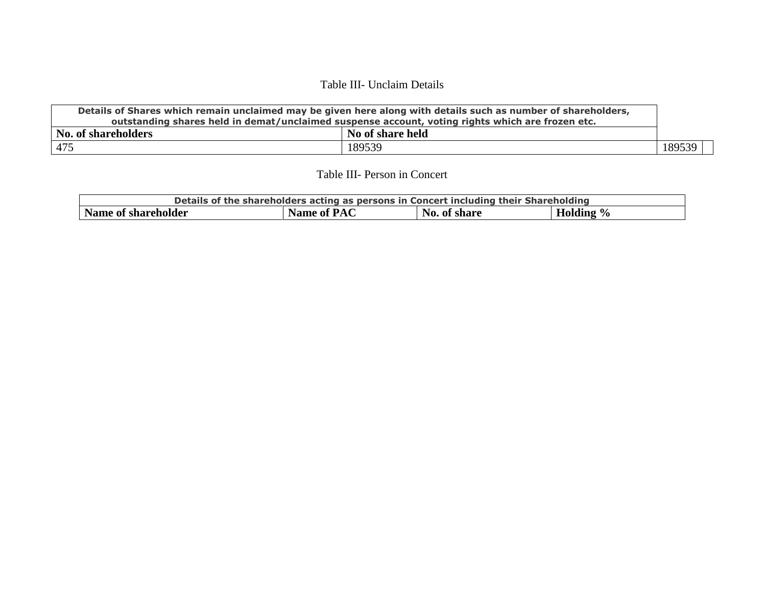Table III- Unclaim Details

| Details of Shares which remain unclaimed may be given here along with details such as number of shareholders, outstanding shares held in demat/unclaimed suspense account, voting rights which are frozen etc. | | | |
|---|---|---|---|
| **No. of shareholders** | **No of share held** | | |
| 475 | 189539 | 189539 | |

Table III- Person in Concert

| Details of the shareholders acting as persons in Concert including their Shareholding | | | |
|---|---|---|---|
| **Name of shareholder** | **Name of PAC** | **No. of share** | **Holding %** |